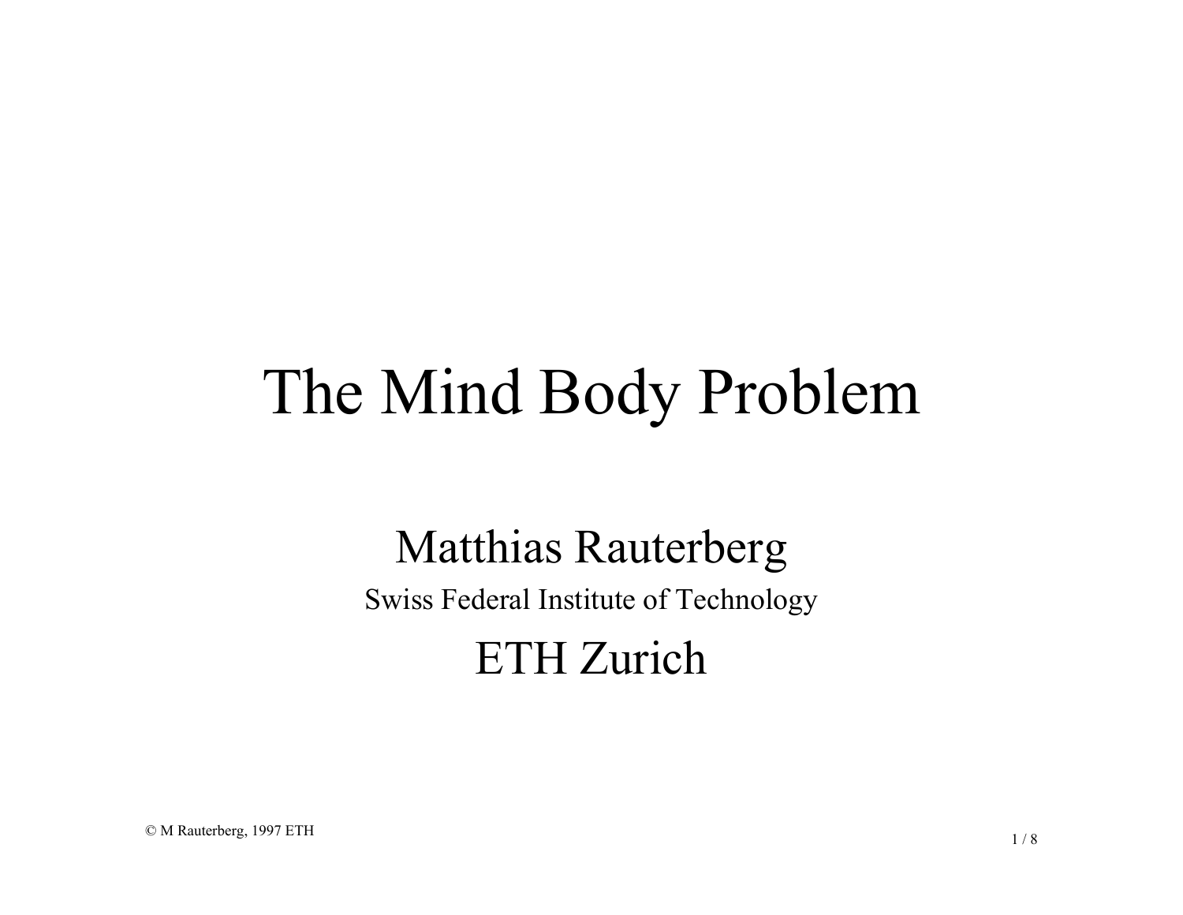# The Mind Body Problem

Matthias Rauterberg

Swiss Federal Institute of Technology

ETH Zurich

© M Rauterberg, 1997 ETH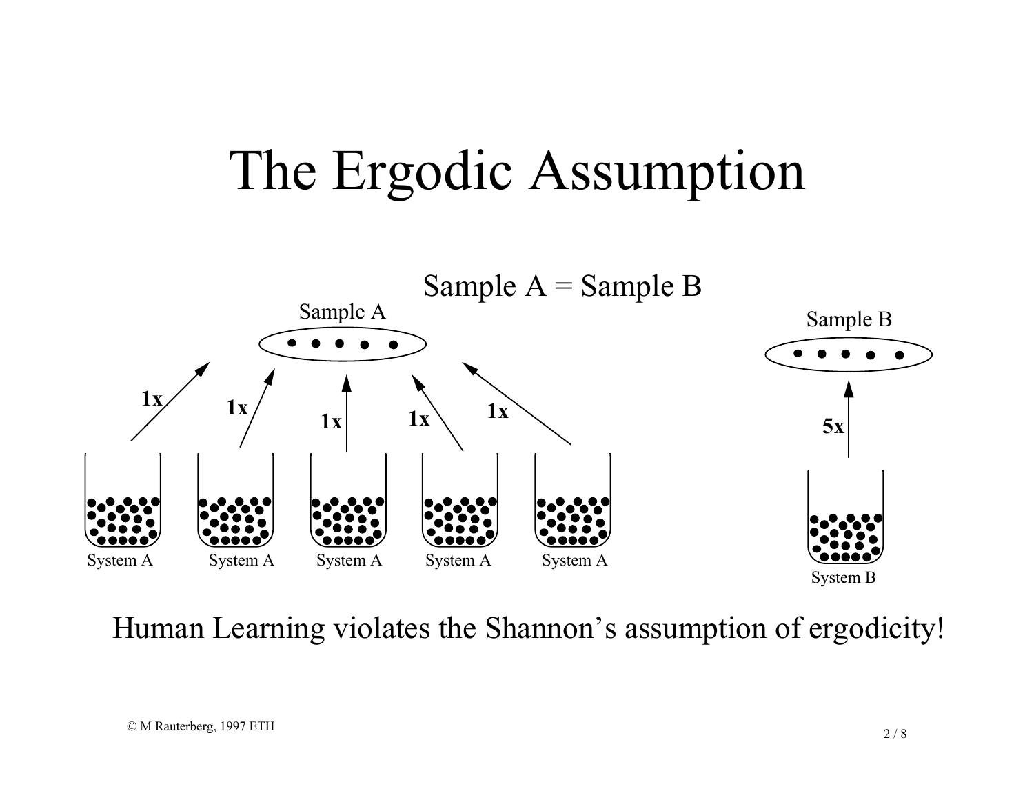# The Ergodic Assumption

Sample A = Sample B

Sample A

1x 1x 1x 1x 1x

System A System A System A System A System A

Sample B

5x

System B

Human Learning violates the Shannon's assumption of ergodicity!

© M Rauterberg, 1997 ETH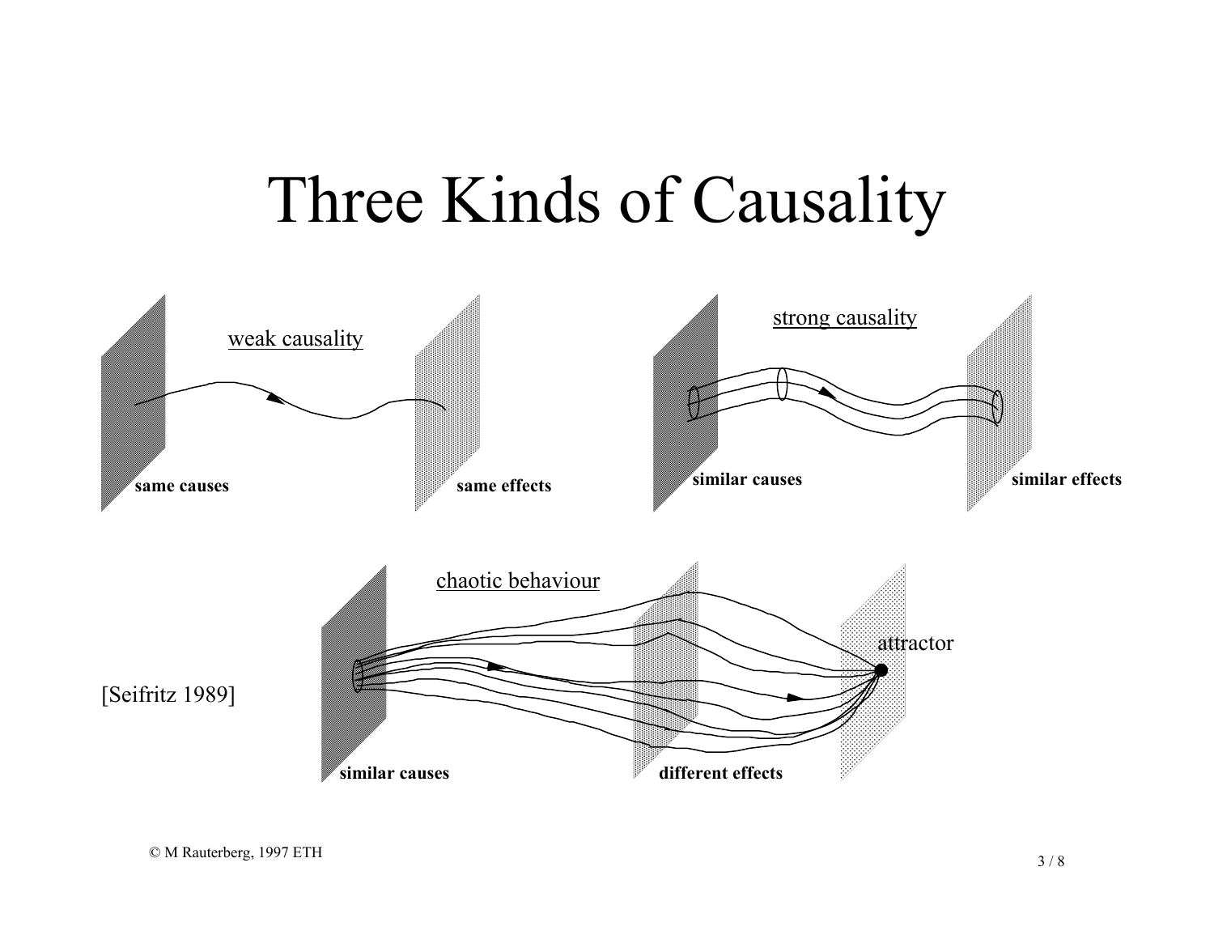# Three Kinds of Causality

weak causality

**same causes** **same effects**

strong causality

**similar causes** **similar effects**

chaotic behaviour

**similar causes** **different effects**

attractor

[Seifritz 1989]

© M Rauterberg, 1997 ETH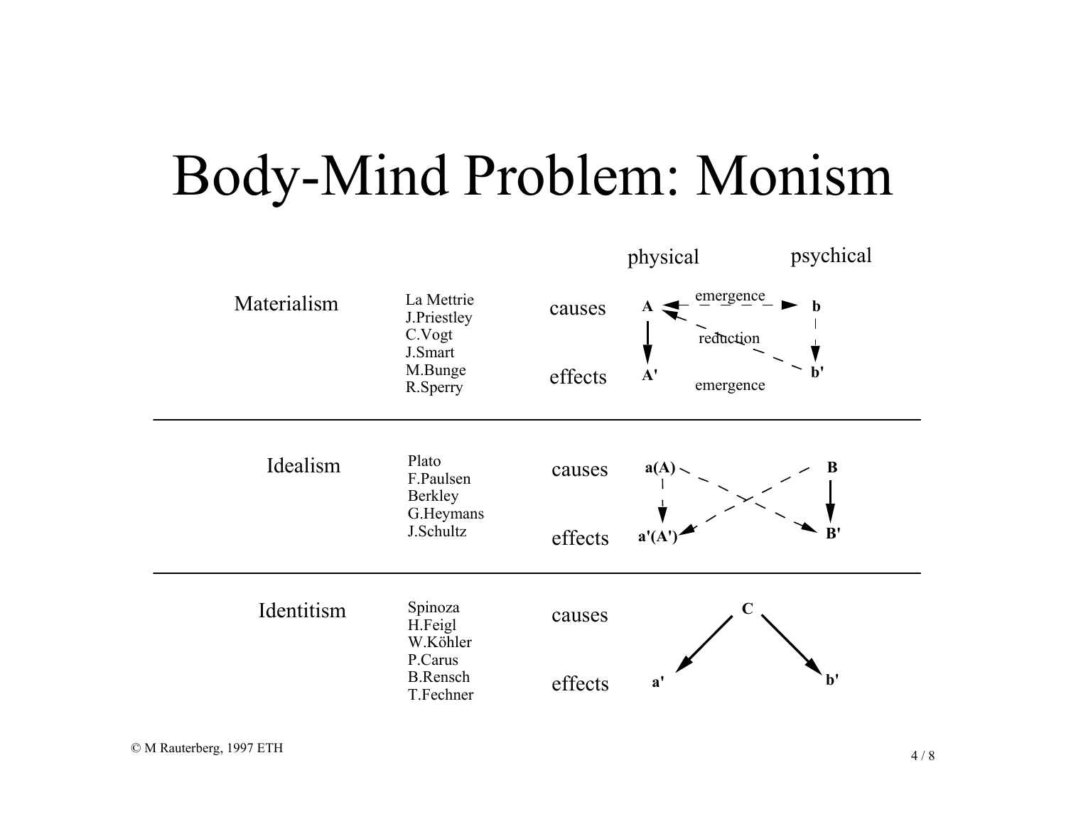# Body-Mind Problem: Monism

| | | | physical | | psychical |
|---|---|---|---|---|---|
| Materialism | La Mettrie<br>J.Priestley<br>C.Vogt<br>J.Smart<br>M.Bunge<br>R.Sperry | causes | A | emergence / reduction | b |
| | | effects | A' | emergence | b' |
| Idealism | Plato<br>F.Paulsen<br>Berkley<br>G.Heymans<br>J.Schultz | causes | a(A) | | B |
| | | effects | a'(A') | | B' |
| Identitism | Spinoza<br>H.Feigl<br>W.Köhler<br>P.Carus<br>B.Rensch<br>T.Fechner | causes | | C | |
| | | effects | a' | | b' |

© M Rauterberg, 1997 ETH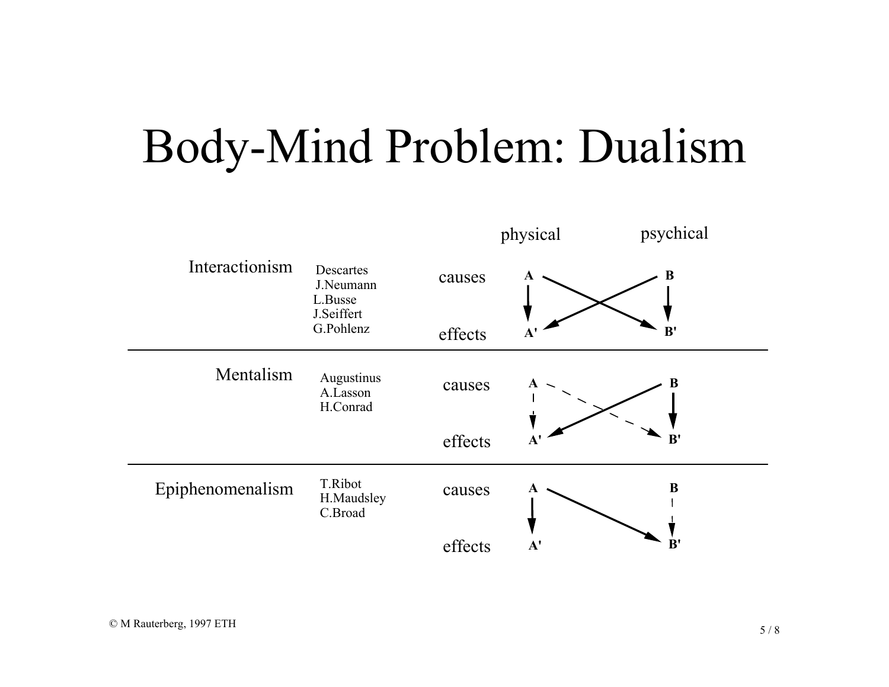# Body-Mind Problem: Dualism

| | | | physical | psychical |
|---|---|---|---|---|
| Interactionism | Descartes<br>J.Neumann<br>L.Busse<br>J.Seiffert<br>G.Pohlenz | causes | A | B |
| | | effects | A' | B' |
| Mentalism | Augustinus<br>A.Lasson<br>H.Conrad | causes | A | B |
| | | effects | A' | B' |
| Epiphenomenalism | T.Ribot<br>H.Maudsley<br>C.Broad | causes | A | B |
| | | effects | A' | B' |

© M Rauterberg, 1997 ETH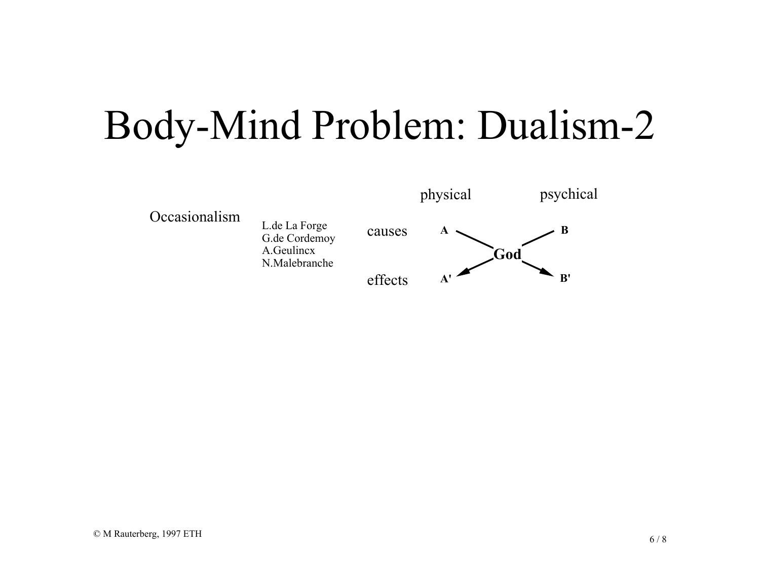# Body-Mind Problem: Dualism-2

Occasionalism

L.de La Forge
G.de Cordemoy
A.Geulincx
N.Malebranche

| | physical | | psychical |
|---|---|---|---|
| causes | A | | B |
| | | God | |
| effects | A' | | B' |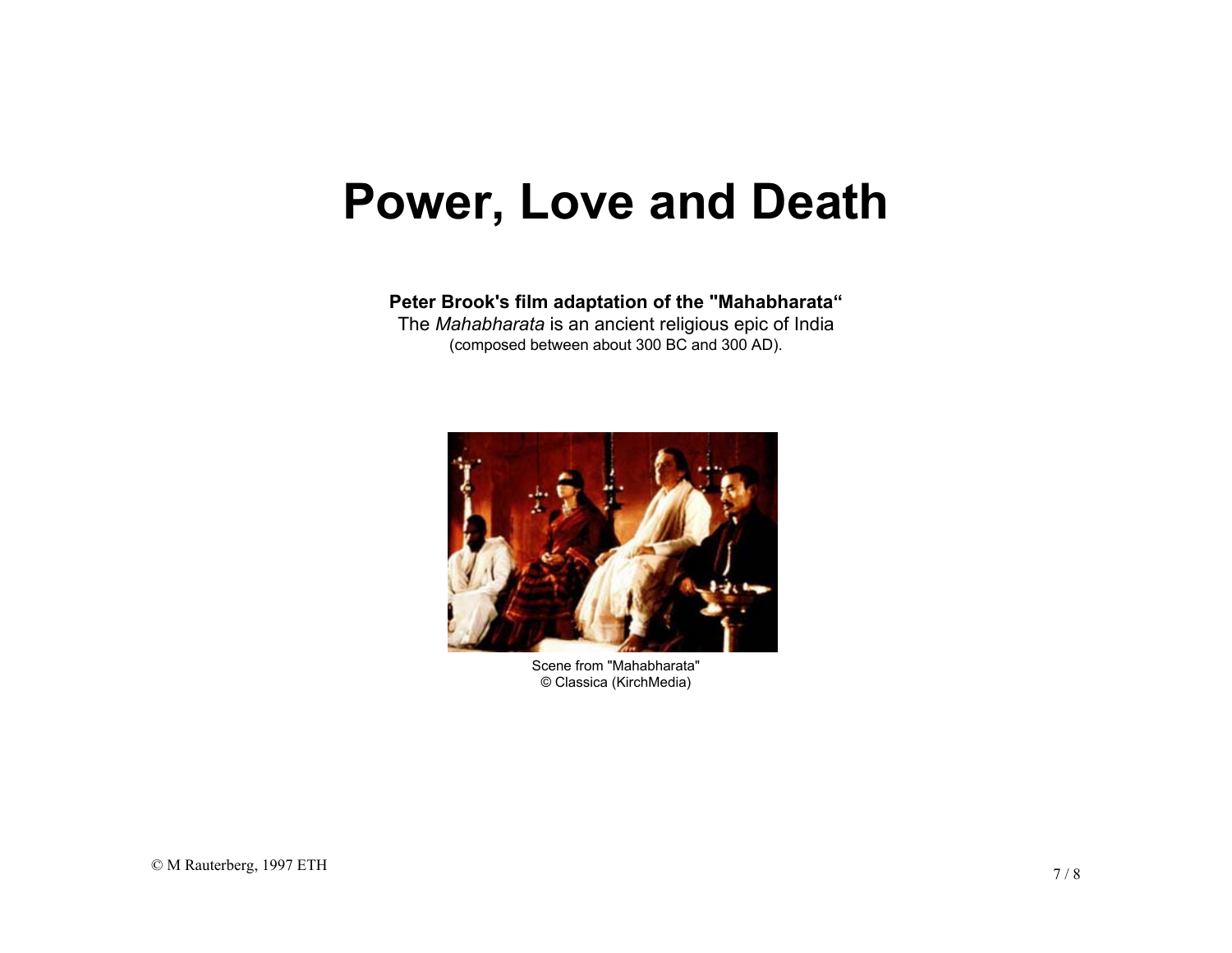# Power, Love and Death

**Peter Brook's film adaptation of the "Mahabharata"**
The *Mahabharata* is an ancient religious epic of India
(composed between about 300 BC and 300 AD).

Scene from "Mahabharata"
© Classica (KirchMedia)

© M Rauterberg, 1997 ETH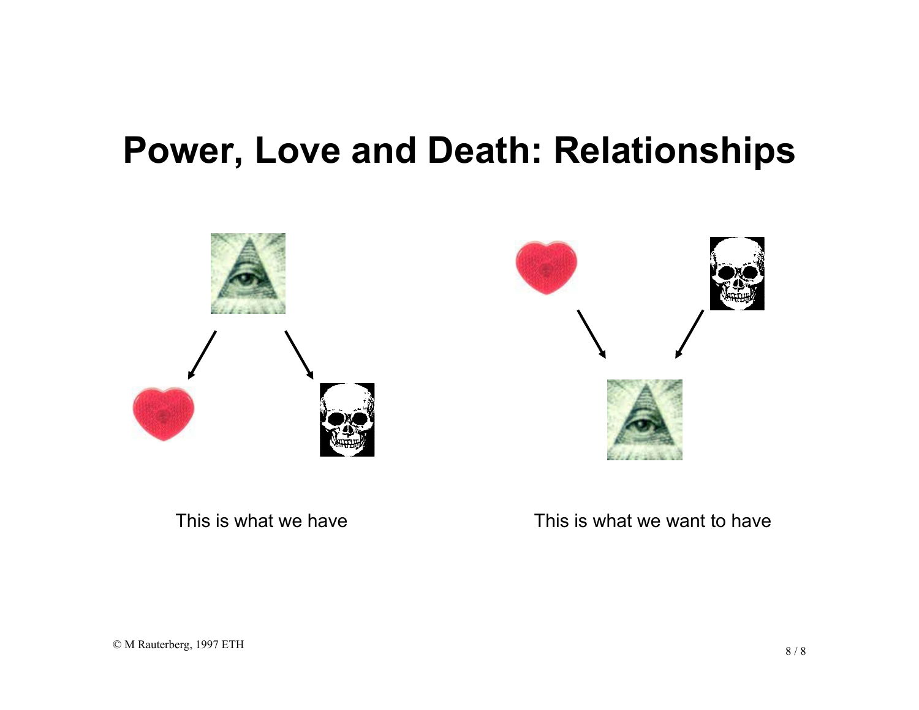# Power, Love and Death: Relationships

This is what we have

This is what we want to have

© M Rauterberg, 1997 ETH